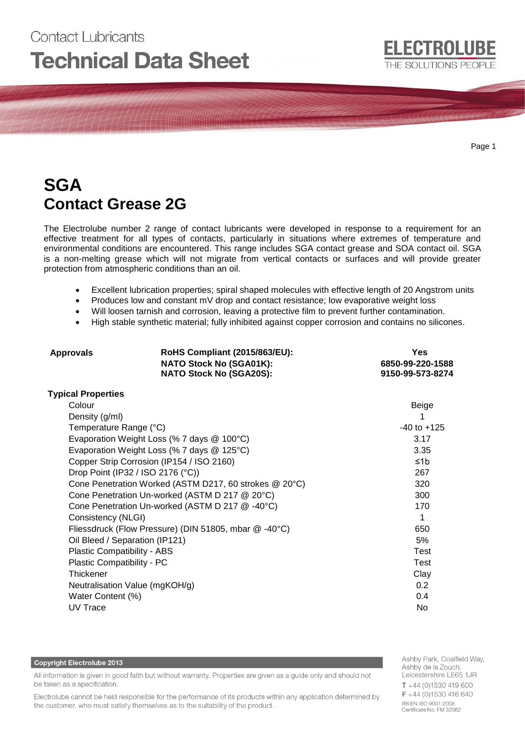Contact Lubricants

# Technical Data Sheet

# SGA
## Contact Grease 2G

The Electrolube number 2 range of contact lubricants were developed in response to a requirement for an effective treatment for all types of contacts, particularly in situations where extremes of temperature and environmental conditions are encountered. This range includes SGA contact grease and SOA contact oil. SGA is a non-melting grease which will not migrate from vertical contacts or surfaces and will provide greater protection from atmospheric conditions than an oil.

- Excellent lubrication properties; spiral shaped molecules with effective length of 20 Angstrom units
- Produces low and constant mV drop and contact resistance; low evaporative weight loss
- Will loosen tarnish and corrosion, leaving a protective film to prevent further contamination.
- High stable synthetic material; fully inhibited against copper corrosion and contains no silicones.

| **Approvals** | | |
|---|---|---|
| | **RoHS Compliant (2015/863/EU):** | **Yes** |
| | **NATO Stock No (SGA01K):** | **6850-99-220-1588** |
| | **NATO Stock No (SGA20S):** | **9150-99-573-8274** |

**Typical Properties**

| Property | Value |
|---|---|
| Colour | Beige |
| Density (g/ml) | 1 |
| Temperature Range (°C) | -40 to +125 |
| Evaporation Weight Loss (% 7 days @ 100°C) | 3.17 |
| Evaporation Weight Loss (% 7 days @ 125°C) | 3.35 |
| Copper Strip Corrosion (IP154 / ISO 2160) | ≤1b |
| Drop Point (IP32 / ISO 2176 (°C)) | 267 |
| Cone Penetration Worked (ASTM D217, 60 strokes @ 20°C) | 320 |
| Cone Penetration Un-worked (ASTM D 217 @ 20°C) | 300 |
| Cone Penetration Un-worked (ASTM D 217 @ -40°C) | 170 |
| Consistency (NLGI) | 1 |
| Fliessdruck (Flow Pressure) (DIN 51805, mbar @ -40°C) | 650 |
| Oil Bleed / Separation (IP121) | 5% |
| Plastic Compatibility - ABS | Test |
| Plastic Compatibility - PC | Test |
| Thickener | Clay |
| Neutralisation Value (mgKOH/g) | 0.2 |
| Water Content (%) | 0.4 |
| UV Trace | No |

**Copyright Electrolube 2013**

All information is given in good faith but without warranty. Properties are given as a guide only and should not be taken as a specification.

Electrolube cannot be held responsible for the performance of its products within any application determined by the customer, who must satisfy themselves as to the suitability of the product.

Ashby Park, Coalfield Way,
Ashby de la Zouch,
Leicestershire LE65 1JR
T +44 (0)1530 419 600
F +44 (0)1530 416 640
BS EN ISO 9001:2008
Certificate No. FM 32082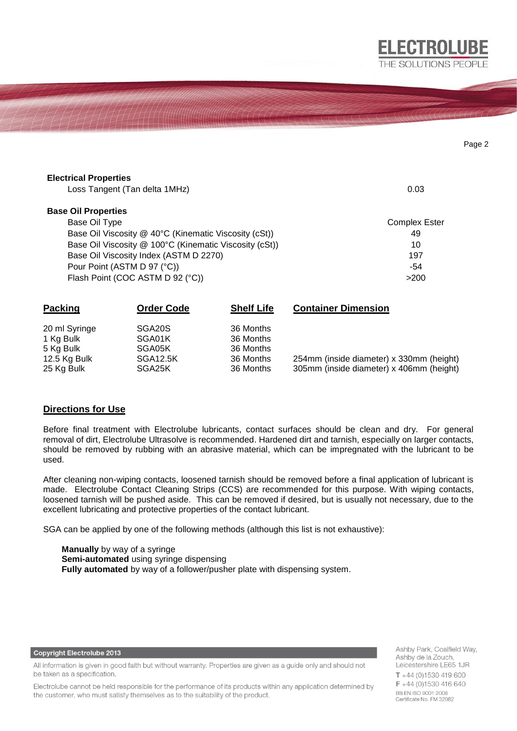**Electrical Properties**

| | |
|---|---|
| Loss Tangent (Tan delta 1MHz) | 0.03 |

**Base Oil Properties**

| | |
|---|---|
| Base Oil Type | Complex Ester |
| Base Oil Viscosity @ 40°C (Kinematic Viscosity (cSt)) | 49 |
| Base Oil Viscosity @ 100°C (Kinematic Viscosity (cSt)) | 10 |
| Base Oil Viscosity Index (ASTM D 2270) | 197 |
| Pour Point (ASTM D 97 (°C)) | -54 |
| Flash Point (COC ASTM D 92 (°C)) | >200 |

| Packing | Order Code | Shelf Life | Container Dimension |
|---|---|---|---|
| 20 ml Syringe | SGA20S | 36 Months | |
| 1 Kg Bulk | SGA01K | 36 Months | |
| 5 Kg Bulk | SGA05K | 36 Months | |
| 12.5 Kg Bulk | SGA12.5K | 36 Months | 254mm (inside diameter) x 330mm (height) |
| 25 Kg Bulk | SGA25K | 36 Months | 305mm (inside diameter) x 406mm (height) |

## Directions for Use

Before final treatment with Electrolube lubricants, contact surfaces should be clean and dry. For general removal of dirt, Electrolube Ultrasolve is recommended. Hardened dirt and tarnish, especially on larger contacts, should be removed by rubbing with an abrasive material, which can be impregnated with the lubricant to be used.

After cleaning non-wiping contacts, loosened tarnish should be removed before a final application of lubricant is made. Electrolube Contact Cleaning Strips (CCS) are recommended for this purpose. With wiping contacts, loosened tarnish will be pushed aside. This can be removed if desired, but is usually not necessary, due to the excellent lubricating and protective properties of the contact lubricant.

SGA can be applied by one of the following methods (although this list is not exhaustive):

**Manually** by way of a syringe
**Semi-automated** using syringe dispensing
**Fully automated** by way of a follower/pusher plate with dispensing system.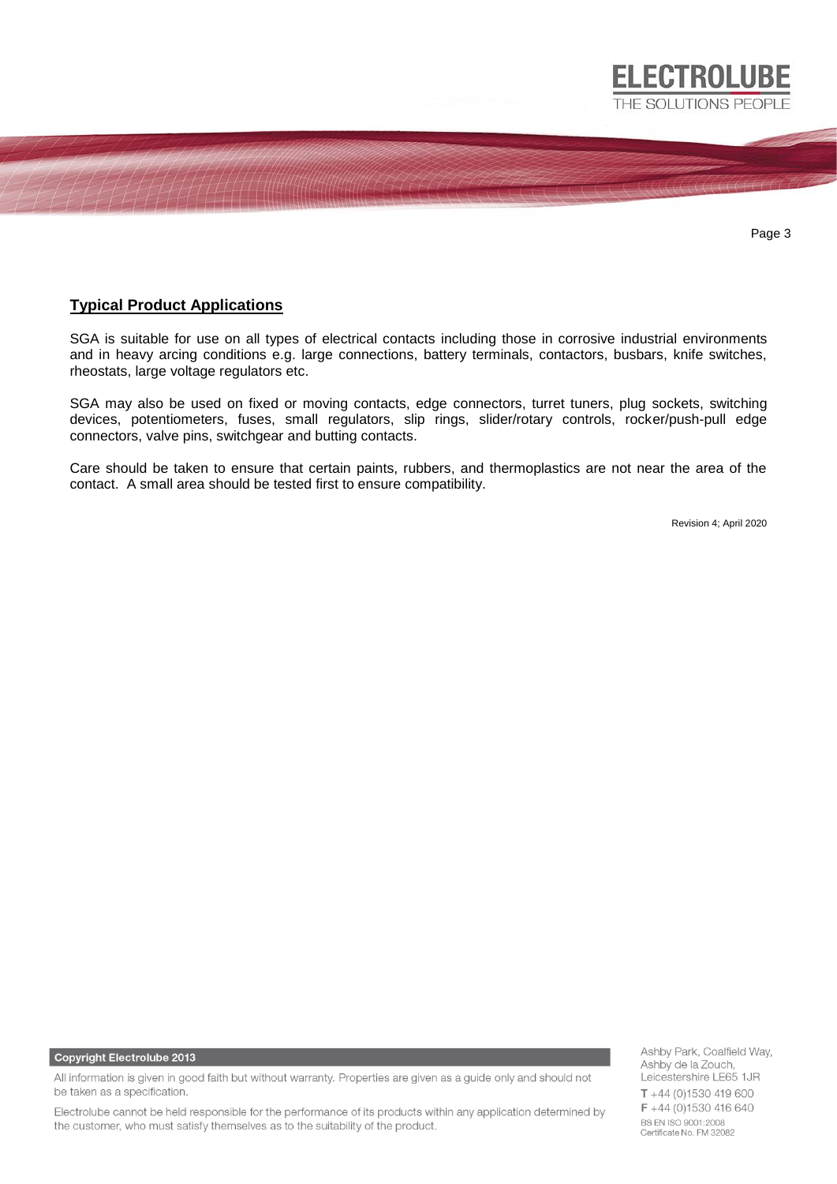## Typical Product Applications

SGA is suitable for use on all types of electrical contacts including those in corrosive industrial environments and in heavy arcing conditions e.g. large connections, battery terminals, contactors, busbars, knife switches, rheostats, large voltage regulators etc.

SGA may also be used on fixed or moving contacts, edge connectors, turret tuners, plug sockets, switching devices, potentiometers, fuses, small regulators, slip rings, slider/rotary controls, rocker/push-pull edge connectors, valve pins, switchgear and butting contacts.

Care should be taken to ensure that certain paints, rubbers, and thermoplastics are not near the area of the contact. A small area should be tested first to ensure compatibility.

Revision 4; April 2020